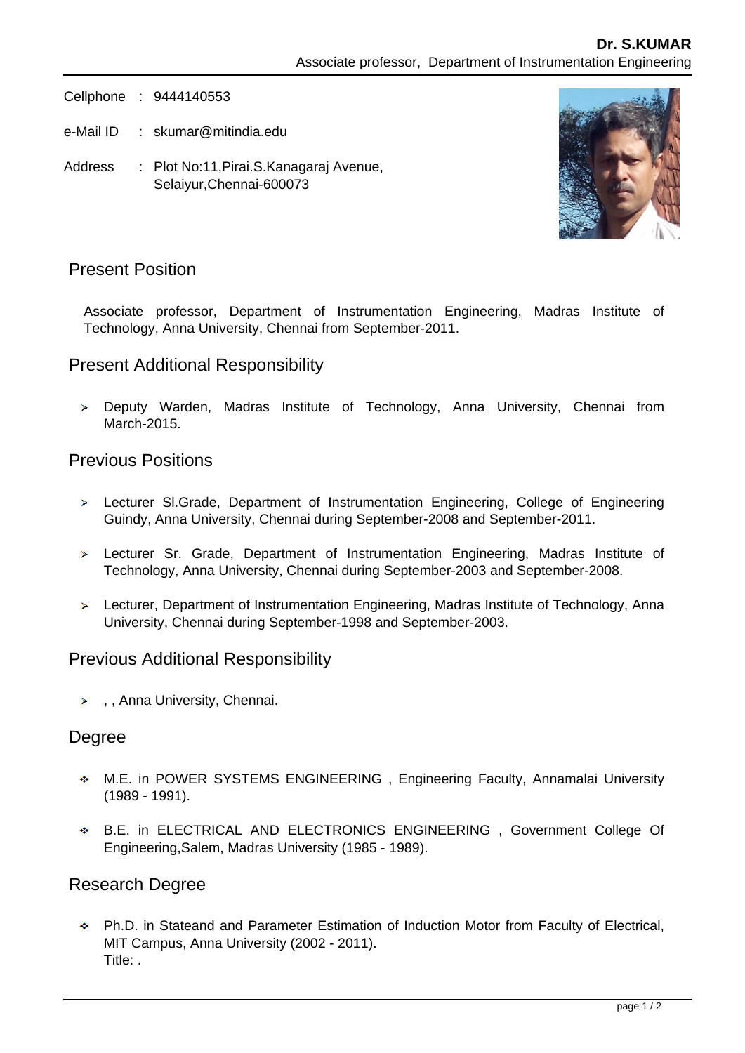**Dr. S.KUMAR**
Associate professor, Department of Instrumentation Engineering

Cellphone : 9444140553

e-Mail ID : skumar@mitindia.edu

Address : Plot No:11,Pirai.S.Kanagaraj Avenue, Selaiyur,Chennai-600073

## Present Position

Associate professor, Department of Instrumentation Engineering, Madras Institute of Technology, Anna University, Chennai from September-2011.

## Present Additional Responsibility

- Deputy Warden, Madras Institute of Technology, Anna University, Chennai from March-2015.

## Previous Positions

- Lecturer Sl.Grade, Department of Instrumentation Engineering, College of Engineering Guindy, Anna University, Chennai during September-2008 and September-2011.
- Lecturer Sr. Grade, Department of Instrumentation Engineering, Madras Institute of Technology, Anna University, Chennai during September-2003 and September-2008.
- Lecturer, Department of Instrumentation Engineering, Madras Institute of Technology, Anna University, Chennai during September-1998 and September-2003.

## Previous Additional Responsibility

- , , Anna University, Chennai.

## Degree

- M.E. in POWER SYSTEMS ENGINEERING , Engineering Faculty, Annamalai University (1989 - 1991).
- B.E. in ELECTRICAL AND ELECTRONICS ENGINEERING , Government College Of Engineering,Salem, Madras University (1985 - 1989).

## Research Degree

- Ph.D. in Stateand and Parameter Estimation of Induction Motor from Faculty of Electrical, MIT Campus, Anna University (2002 - 2011).
  Title: .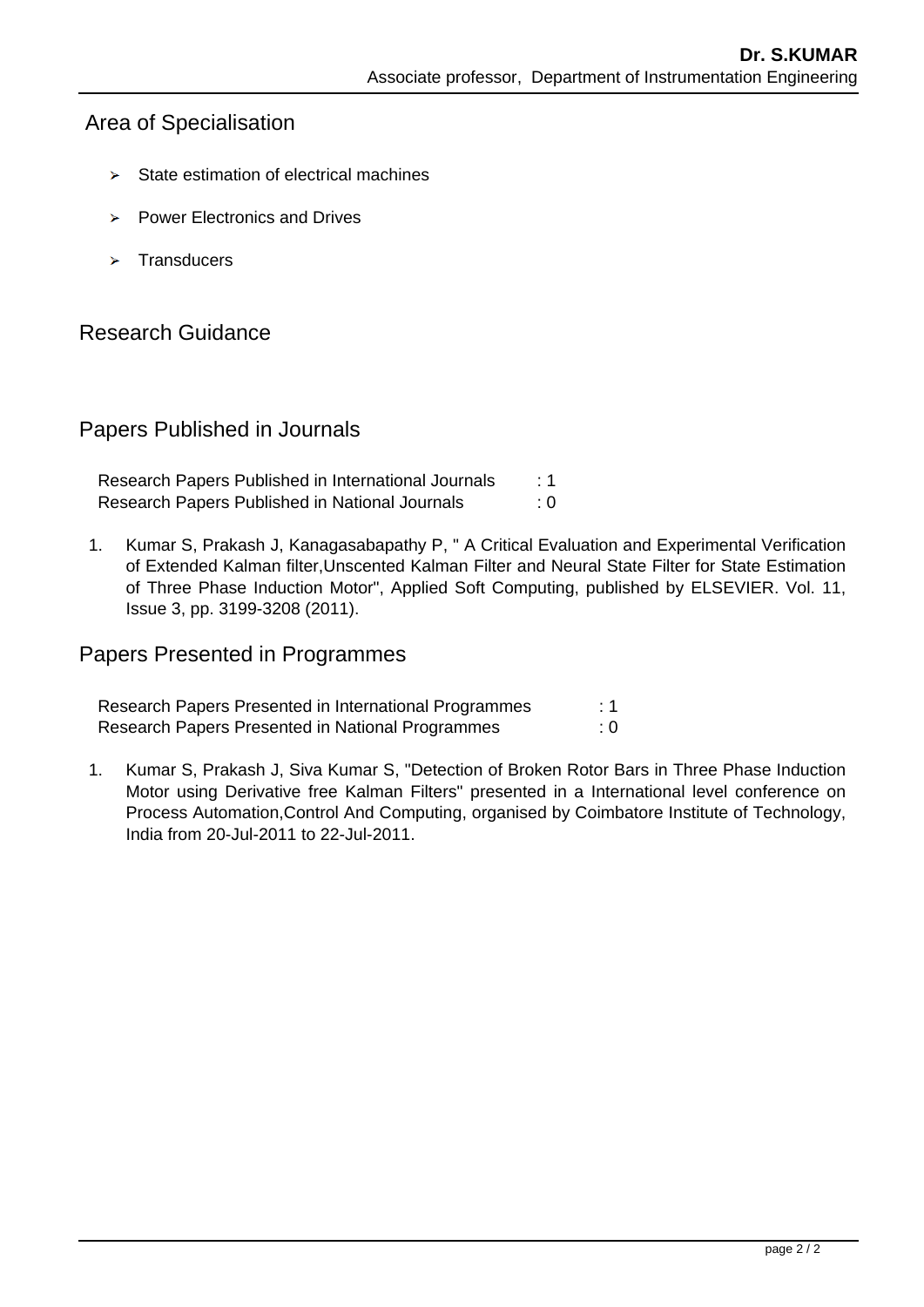## Area of Specialisation

- State estimation of electrical machines
- Power Electronics and Drives
- Transducers

## Research Guidance

## Papers Published in Journals

Research Papers Published in International Journals : 1
Research Papers Published in National Journals : 0

1. Kumar S, Prakash J, Kanagasabapathy P, " A Critical Evaluation and Experimental Verification of Extended Kalman filter,Unscented Kalman Filter and Neural State Filter for State Estimation of Three Phase Induction Motor", Applied Soft Computing, published by ELSEVIER. Vol. 11, Issue 3, pp. 3199-3208 (2011).

## Papers Presented in Programmes

Research Papers Presented in International Programmes : 1
Research Papers Presented in National Programmes : 0

1. Kumar S, Prakash J, Siva Kumar S, "Detection of Broken Rotor Bars in Three Phase Induction Motor using Derivative free Kalman Filters" presented in a International level conference on Process Automation,Control And Computing, organised by Coimbatore Institute of Technology, India from 20-Jul-2011 to 22-Jul-2011.